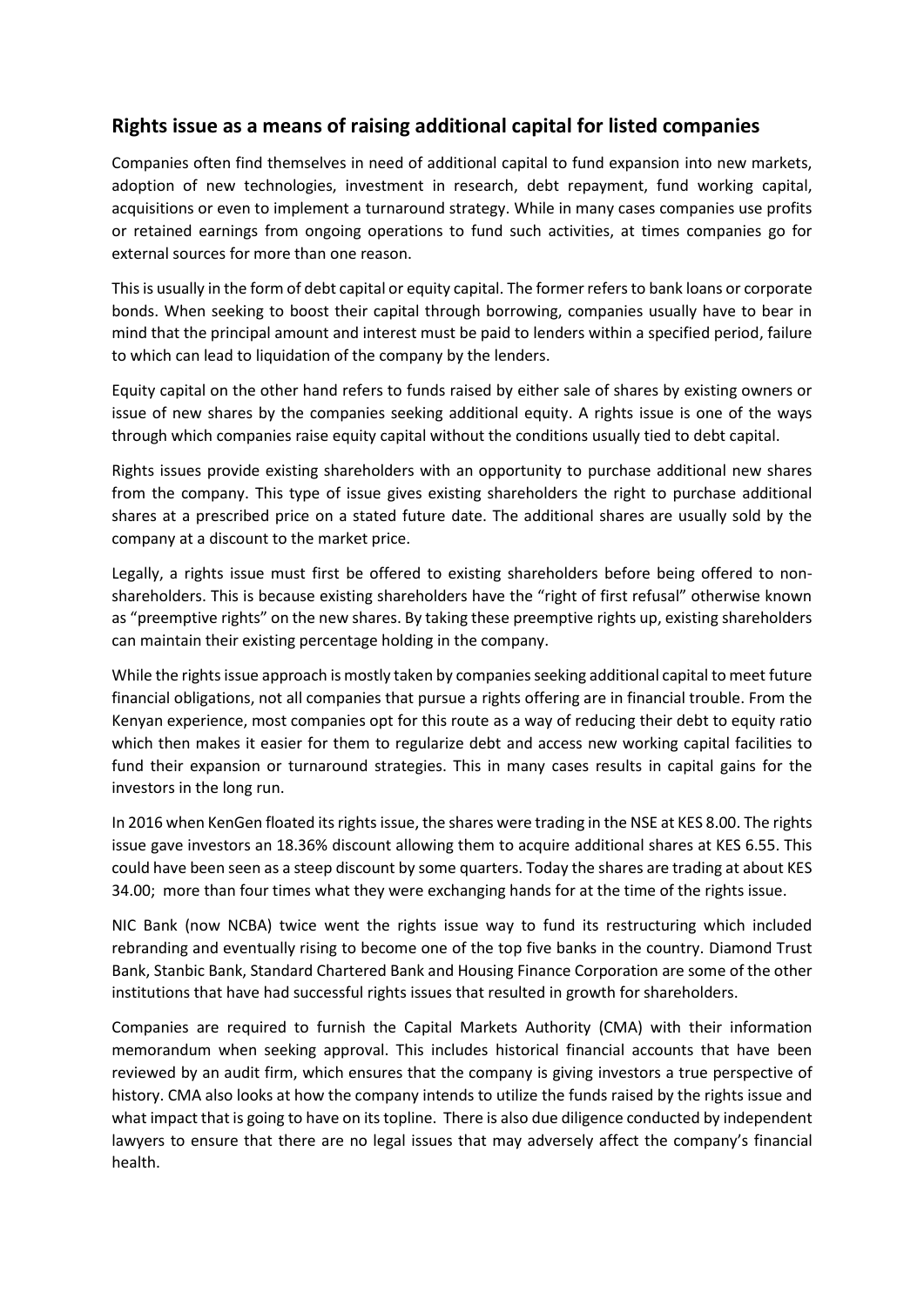## Rights issue as a means of raising additional capital for listed companies

Companies often find themselves in need of additional capital to fund expansion into new markets, adoption of new technologies, investment in research, debt repayment, fund working capital, acquisitions or even to implement a turnaround strategy. While in many cases companies use profits or retained earnings from ongoing operations to fund such activities, at times companies go for external sources for more than one reason.

This is usually in the form of debt capital or equity capital. The former refers to bank loans or corporate bonds. When seeking to boost their capital through borrowing, companies usually have to bear in mind that the principal amount and interest must be paid to lenders within a specified period, failure to which can lead to liquidation of the company by the lenders.

Equity capital on the other hand refers to funds raised by either sale of shares by existing owners or issue of new shares by the companies seeking additional equity. A rights issue is one of the ways through which companies raise equity capital without the conditions usually tied to debt capital.

Rights issues provide existing shareholders with an opportunity to purchase additional new shares from the company. This type of issue gives existing shareholders the right to purchase additional shares at a prescribed price on a stated future date. The additional shares are usually sold by the company at a discount to the market price.

Legally, a rights issue must first be offered to existing shareholders before being offered to non-shareholders. This is because existing shareholders have the "right of first refusal" otherwise known as "preemptive rights" on the new shares. By taking these preemptive rights up, existing shareholders can maintain their existing percentage holding in the company.

While the rights issue approach is mostly taken by companies seeking additional capital to meet future financial obligations, not all companies that pursue a rights offering are in financial trouble. From the Kenyan experience, most companies opt for this route as a way of reducing their debt to equity ratio which then makes it easier for them to regularize debt and access new working capital facilities to fund their expansion or turnaround strategies. This in many cases results in capital gains for the investors in the long run.

In 2016 when KenGen floated its rights issue, the shares were trading in the NSE at KES 8.00. The rights issue gave investors an 18.36% discount allowing them to acquire additional shares at KES 6.55. This could have been seen as a steep discount by some quarters. Today the shares are trading at about KES 34.00; more than four times what they were exchanging hands for at the time of the rights issue.

NIC Bank (now NCBA) twice went the rights issue way to fund its restructuring which included rebranding and eventually rising to become one of the top five banks in the country. Diamond Trust Bank, Stanbic Bank, Standard Chartered Bank and Housing Finance Corporation are some of the other institutions that have had successful rights issues that resulted in growth for shareholders.

Companies are required to furnish the Capital Markets Authority (CMA) with their information memorandum when seeking approval. This includes historical financial accounts that have been reviewed by an audit firm, which ensures that the company is giving investors a true perspective of history. CMA also looks at how the company intends to utilize the funds raised by the rights issue and what impact that is going to have on its topline. There is also due diligence conducted by independent lawyers to ensure that there are no legal issues that may adversely affect the company's financial health.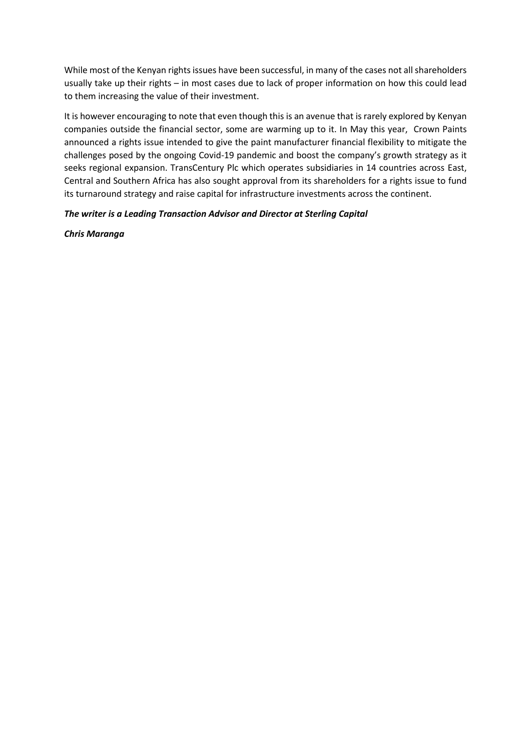While most of the Kenyan rights issues have been successful, in many of the cases not all shareholders usually take up their rights – in most cases due to lack of proper information on how this could lead to them increasing the value of their investment.

It is however encouraging to note that even though this is an avenue that is rarely explored by Kenyan companies outside the financial sector, some are warming up to it. In May this year, Crown Paints announced a rights issue intended to give the paint manufacturer financial flexibility to mitigate the challenges posed by the ongoing Covid-19 pandemic and boost the company's growth strategy as it seeks regional expansion. TransCentury Plc which operates subsidiaries in 14 countries across East, Central and Southern Africa has also sought approval from its shareholders for a rights issue to fund its turnaround strategy and raise capital for infrastructure investments across the continent.

***The writer is a Leading Transaction Advisor and Director at Sterling Capital***

***Chris Maranga***